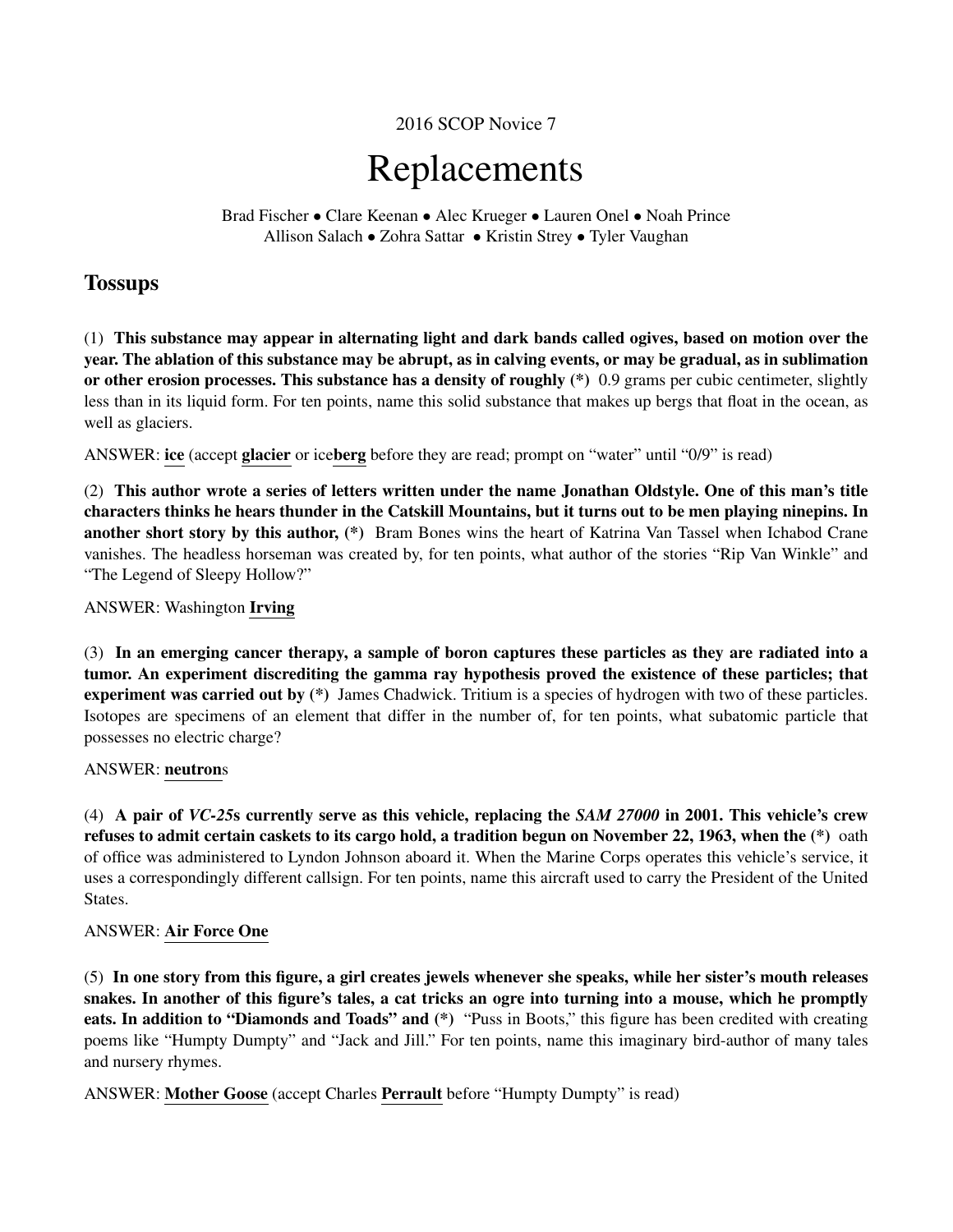2016 SCOP Novice 7

# Replacements

Brad Fischer • Clare Keenan • Alec Krueger • Lauren Onel • Noah Prince
Allison Salach • Zohra Sattar • Kristin Strey • Tyler Vaughan

## Tossups

(1) **This substance may appear in alternating light and dark bands called ogives, based on motion over the year. The ablation of this substance may be abrupt, as in calving events, or may be gradual, as in sublimation or other erosion processes. This substance has a density of roughly (*)** 0.9 grams per cubic centimeter, slightly less than in its liquid form. For ten points, name this solid substance that makes up bergs that float in the ocean, as well as glaciers.

ANSWER: **ice** (accept **glacier** or ice**berg** before they are read; prompt on "water" until "0/9" is read)

(2) **This author wrote a series of letters written under the name Jonathan Oldstyle. One of this man's title characters thinks he hears thunder in the Catskill Mountains, but it turns out to be men playing ninepins. In another short story by this author, (*)** Bram Bones wins the heart of Katrina Van Tassel when Ichabod Crane vanishes. The headless horseman was created by, for ten points, what author of the stories "Rip Van Winkle" and "The Legend of Sleepy Hollow?"

ANSWER: Washington **Irving**

(3) **In an emerging cancer therapy, a sample of boron captures these particles as they are radiated into a tumor. An experiment discrediting the gamma ray hypothesis proved the existence of these particles; that experiment was carried out by (*)** James Chadwick. Tritium is a species of hydrogen with two of these particles. Isotopes are specimens of an element that differ in the number of, for ten points, what subatomic particle that possesses no electric charge?

ANSWER: **neutron**s

(4) **A pair of *VC-25*s currently serve as this vehicle, replacing the *SAM 27000* in 2001. This vehicle's crew refuses to admit certain caskets to its cargo hold, a tradition begun on November 22, 1963, when the (*)** oath of office was administered to Lyndon Johnson aboard it. When the Marine Corps operates this vehicle's service, it uses a correspondingly different callsign. For ten points, name this aircraft used to carry the President of the United States.

ANSWER: **Air Force One**

(5) **In one story from this figure, a girl creates jewels whenever she speaks, while her sister's mouth releases snakes. In another of this figure's tales, a cat tricks an ogre into turning into a mouse, which he promptly eats. In addition to "Diamonds and Toads" and (*)** "Puss in Boots," this figure has been credited with creating poems like "Humpty Dumpty" and "Jack and Jill." For ten points, name this imaginary bird-author of many tales and nursery rhymes.

ANSWER: **Mother Goose** (accept Charles **Perrault** before "Humpty Dumpty" is read)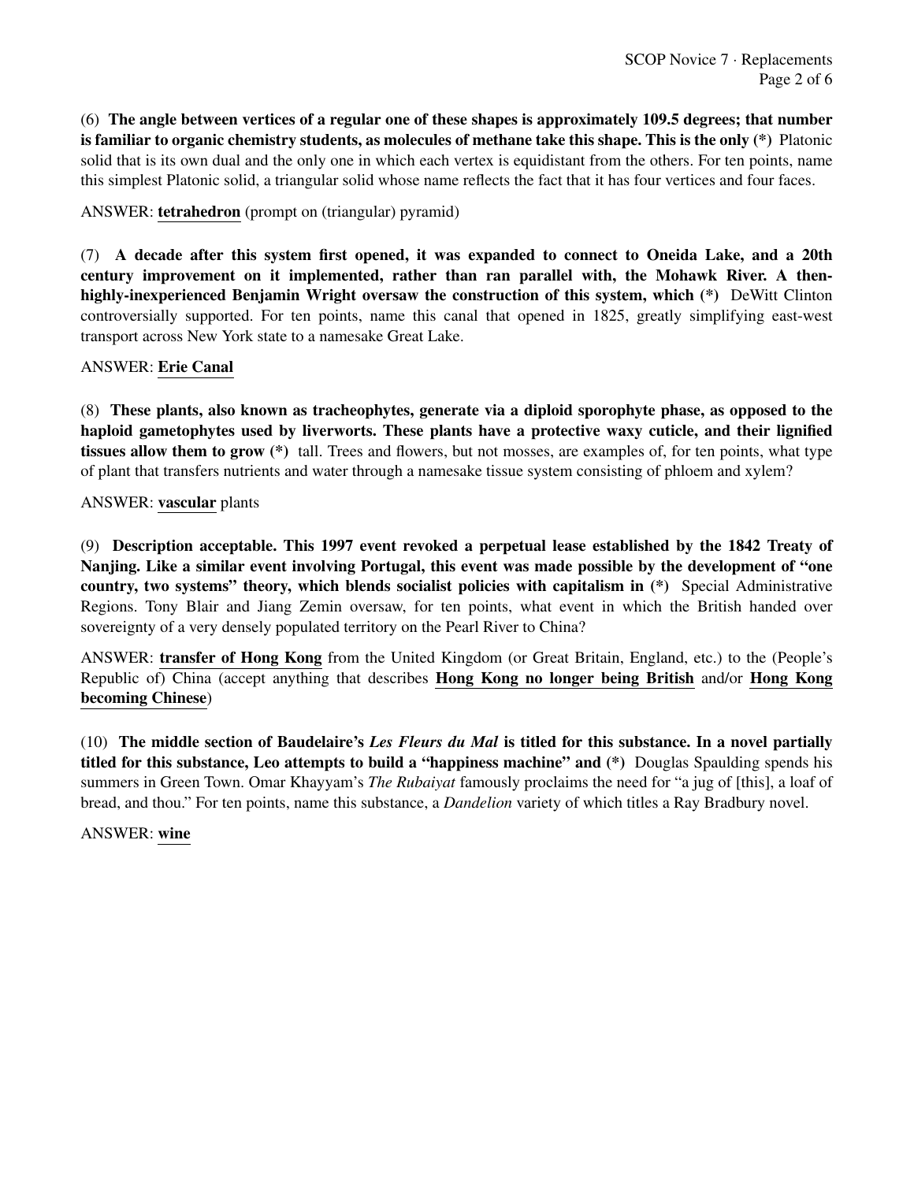(6) **The angle between vertices of a regular one of these shapes is approximately 109.5 degrees; that number is familiar to organic chemistry students, as molecules of methane take this shape. This is the only (*)** Platonic solid that is its own dual and the only one in which each vertex is equidistant from the others. For ten points, name this simplest Platonic solid, a triangular solid whose name reflects the fact that it has four vertices and four faces.

ANSWER: **tetrahedron** (prompt on (triangular) pyramid)

(7) **A decade after this system first opened, it was expanded to connect to Oneida Lake, and a 20th century improvement on it implemented, rather than ran parallel with, the Mohawk River. A then-highly-inexperienced Benjamin Wright oversaw the construction of this system, which (*)** DeWitt Clinton controversially supported. For ten points, name this canal that opened in 1825, greatly simplifying east-west transport across New York state to a namesake Great Lake.

ANSWER: **Erie Canal**

(8) **These plants, also known as tracheophytes, generate via a diploid sporophyte phase, as opposed to the haploid gametophytes used by liverworts. These plants have a protective waxy cuticle, and their lignified tissues allow them to grow (*)** tall. Trees and flowers, but not mosses, are examples of, for ten points, what type of plant that transfers nutrients and water through a namesake tissue system consisting of phloem and xylem?

ANSWER: **vascular** plants

(9) **Description acceptable. This 1997 event revoked a perpetual lease established by the 1842 Treaty of Nanjing. Like a similar event involving Portugal, this event was made possible by the development of "one country, two systems" theory, which blends socialist policies with capitalism in (*)** Special Administrative Regions. Tony Blair and Jiang Zemin oversaw, for ten points, what event in which the British handed over sovereignty of a very densely populated territory on the Pearl River to China?

ANSWER: **transfer of Hong Kong** from the United Kingdom (or Great Britain, England, etc.) to the (People's Republic of) China (accept anything that describes **Hong Kong no longer being British** and/or **Hong Kong becoming Chinese**)

(10) **The middle section of Baudelaire's *Les Fleurs du Mal* is titled for this substance. In a novel partially titled for this substance, Leo attempts to build a "happiness machine" and (*)** Douglas Spaulding spends his summers in Green Town. Omar Khayyam's *The Rubaiyat* famously proclaims the need for "a jug of [this], a loaf of bread, and thou." For ten points, name this substance, a *Dandelion* variety of which titles a Ray Bradbury novel.

ANSWER: **wine**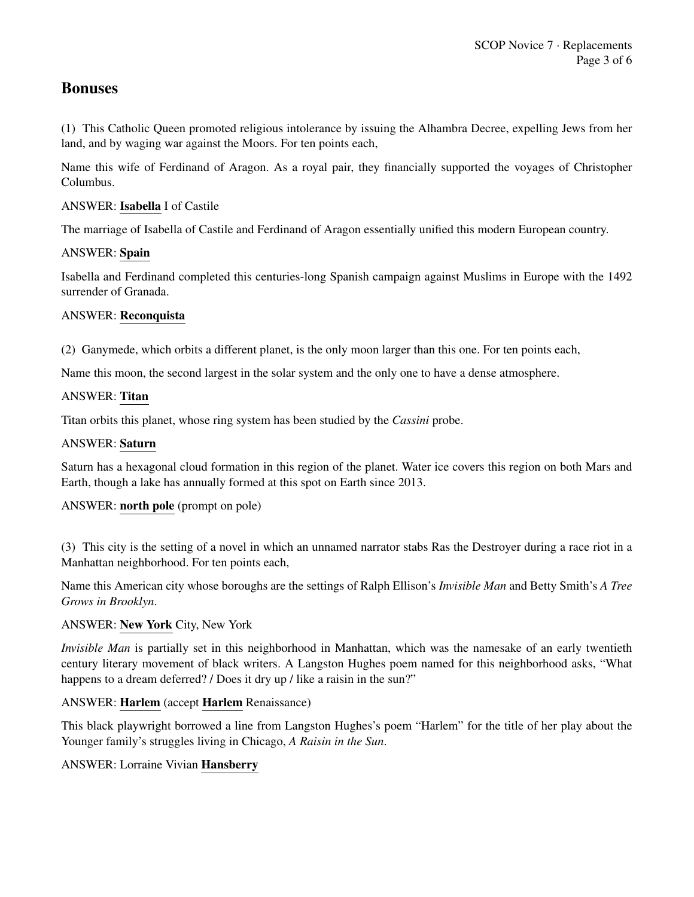# Bonuses

(1) This Catholic Queen promoted religious intolerance by issuing the Alhambra Decree, expelling Jews from her land, and by waging war against the Moors. For ten points each,

Name this wife of Ferdinand of Aragon. As a royal pair, they financially supported the voyages of Christopher Columbus.

ANSWER: **Isabella** I of Castile

The marriage of Isabella of Castile and Ferdinand of Aragon essentially unified this modern European country.

ANSWER: **Spain**

Isabella and Ferdinand completed this centuries-long Spanish campaign against Muslims in Europe with the 1492 surrender of Granada.

ANSWER: **Reconquista**

(2) Ganymede, which orbits a different planet, is the only moon larger than this one. For ten points each,

Name this moon, the second largest in the solar system and the only one to have a dense atmosphere.

ANSWER: **Titan**

Titan orbits this planet, whose ring system has been studied by the *Cassini* probe.

ANSWER: **Saturn**

Saturn has a hexagonal cloud formation in this region of the planet. Water ice covers this region on both Mars and Earth, though a lake has annually formed at this spot on Earth since 2013.

ANSWER: **north pole** (prompt on pole)

(3) This city is the setting of a novel in which an unnamed narrator stabs Ras the Destroyer during a race riot in a Manhattan neighborhood. For ten points each,

Name this American city whose boroughs are the settings of Ralph Ellison's *Invisible Man* and Betty Smith's *A Tree Grows in Brooklyn*.

ANSWER: **New York** City, New York

*Invisible Man* is partially set in this neighborhood in Manhattan, which was the namesake of an early twentieth century literary movement of black writers. A Langston Hughes poem named for this neighborhood asks, "What happens to a dream deferred? / Does it dry up / like a raisin in the sun?"

ANSWER: **Harlem** (accept **Harlem** Renaissance)

This black playwright borrowed a line from Langston Hughes's poem "Harlem" for the title of her play about the Younger family's struggles living in Chicago, *A Raisin in the Sun*.

ANSWER: Lorraine Vivian **Hansberry**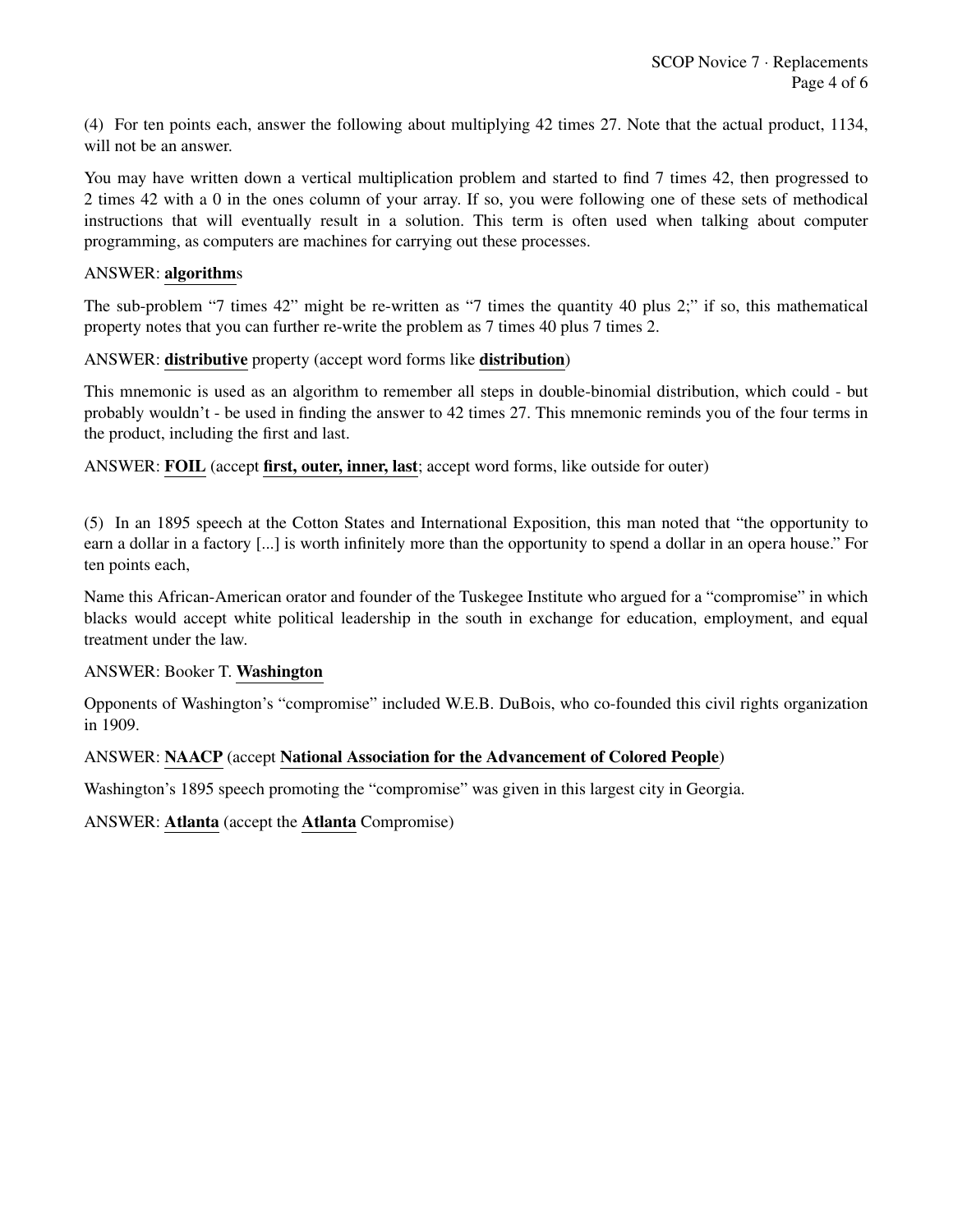(4) For ten points each, answer the following about multiplying 42 times 27. Note that the actual product, 1134, will not be an answer.

You may have written down a vertical multiplication problem and started to find 7 times 42, then progressed to 2 times 42 with a 0 in the ones column of your array. If so, you were following one of these sets of methodical instructions that will eventually result in a solution. This term is often used when talking about computer programming, as computers are machines for carrying out these processes.

ANSWER: **algorithm**s

The sub-problem "7 times 42" might be re-written as "7 times the quantity 40 plus 2;" if so, this mathematical property notes that you can further re-write the problem as 7 times 40 plus 7 times 2.

ANSWER: **distributive** property (accept word forms like **distribution**)

This mnemonic is used as an algorithm to remember all steps in double-binomial distribution, which could - but probably wouldn't - be used in finding the answer to 42 times 27. This mnemonic reminds you of the four terms in the product, including the first and last.

ANSWER: **FOIL** (accept **first, outer, inner, last**; accept word forms, like outside for outer)

(5) In an 1895 speech at the Cotton States and International Exposition, this man noted that "the opportunity to earn a dollar in a factory [...] is worth infinitely more than the opportunity to spend a dollar in an opera house." For ten points each,

Name this African-American orator and founder of the Tuskegee Institute who argued for a "compromise" in which blacks would accept white political leadership in the south in exchange for education, employment, and equal treatment under the law.

ANSWER: Booker T. **Washington**

Opponents of Washington's "compromise" included W.E.B. DuBois, who co-founded this civil rights organization in 1909.

ANSWER: **NAACP** (accept **National Association for the Advancement of Colored People**)

Washington's 1895 speech promoting the "compromise" was given in this largest city in Georgia.

ANSWER: **Atlanta** (accept the **Atlanta** Compromise)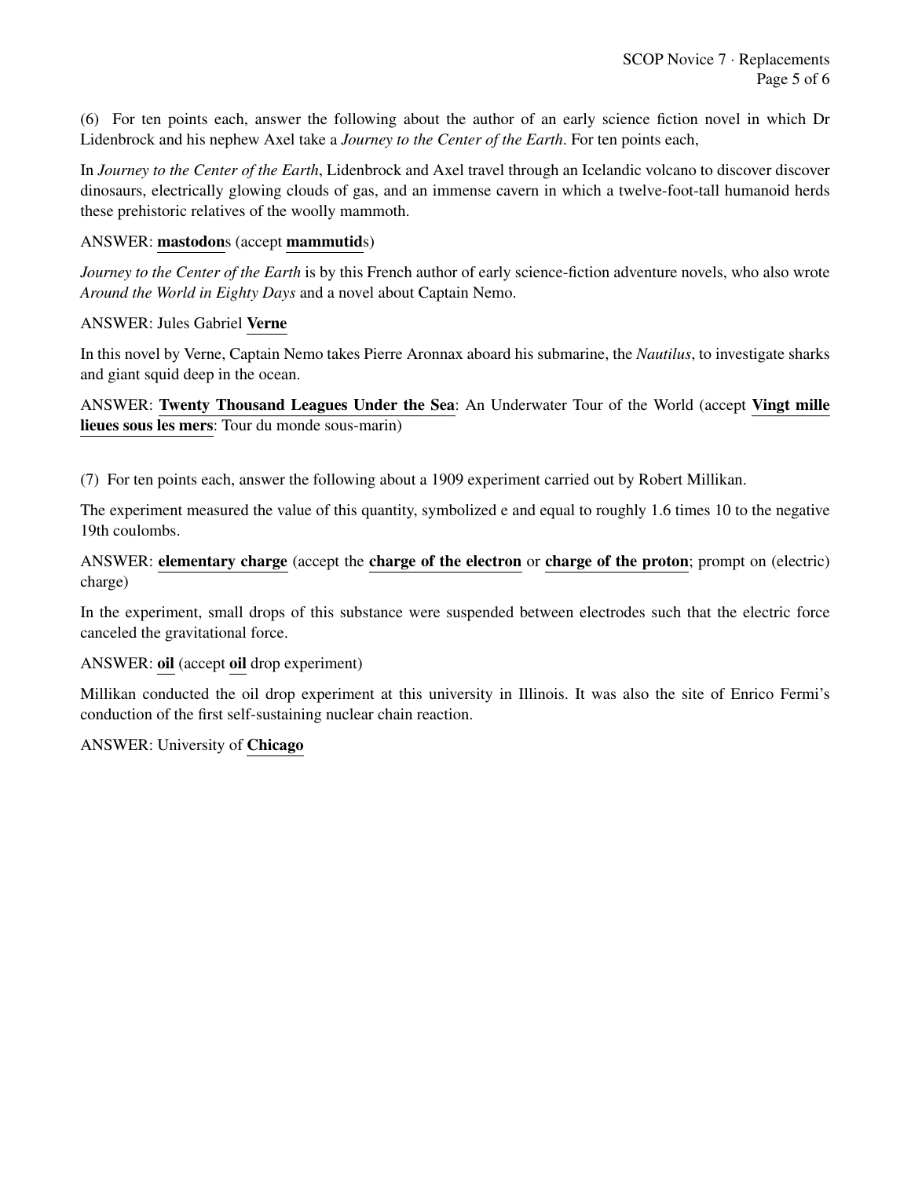(6) For ten points each, answer the following about the author of an early science fiction novel in which Dr Lidenbrock and his nephew Axel take a *Journey to the Center of the Earth*. For ten points each,

In *Journey to the Center of the Earth*, Lidenbrock and Axel travel through an Icelandic volcano to discover discover dinosaurs, electrically glowing clouds of gas, and an immense cavern in which a twelve-foot-tall humanoid herds these prehistoric relatives of the woolly mammoth.

ANSWER: **mastodon**s (accept **mammutid**s)

*Journey to the Center of the Earth* is by this French author of early science-fiction adventure novels, who also wrote *Around the World in Eighty Days* and a novel about Captain Nemo.

ANSWER: Jules Gabriel **Verne**

In this novel by Verne, Captain Nemo takes Pierre Aronnax aboard his submarine, the *Nautilus*, to investigate sharks and giant squid deep in the ocean.

ANSWER: **Twenty Thousand Leagues Under the Sea**: An Underwater Tour of the World (accept **Vingt mille lieues sous les mers**: Tour du monde sous-marin)

(7) For ten points each, answer the following about a 1909 experiment carried out by Robert Millikan.

The experiment measured the value of this quantity, symbolized e and equal to roughly 1.6 times 10 to the negative 19th coulombs.

ANSWER: **elementary charge** (accept the **charge of the electron** or **charge of the proton**; prompt on (electric) charge)

In the experiment, small drops of this substance were suspended between electrodes such that the electric force canceled the gravitational force.

ANSWER: **oil** (accept **oil** drop experiment)

Millikan conducted the oil drop experiment at this university in Illinois. It was also the site of Enrico Fermi's conduction of the first self-sustaining nuclear chain reaction.

ANSWER: University of **Chicago**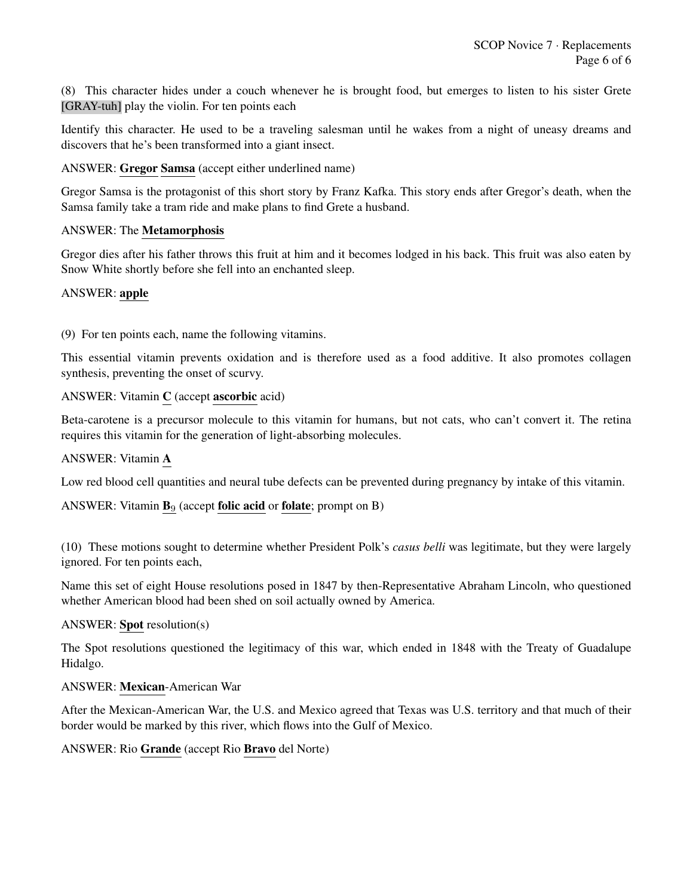(8) This character hides under a couch whenever he is brought food, but emerges to listen to his sister Grete [GRAY-tuh] play the violin. For ten points each

Identify this character. He used to be a traveling salesman until he wakes from a night of uneasy dreams and discovers that he's been transformed into a giant insect.

ANSWER: **Gregor** **Samsa** (accept either underlined name)

Gregor Samsa is the protagonist of this short story by Franz Kafka. This story ends after Gregor's death, when the Samsa family take a tram ride and make plans to find Grete a husband.

ANSWER: The **Metamorphosis**

Gregor dies after his father throws this fruit at him and it becomes lodged in his back. This fruit was also eaten by Snow White shortly before she fell into an enchanted sleep.

ANSWER: **apple**

(9) For ten points each, name the following vitamins.

This essential vitamin prevents oxidation and is therefore used as a food additive. It also promotes collagen synthesis, preventing the onset of scurvy.

ANSWER: Vitamin **C** (accept **ascorbic** acid)

Beta-carotene is a precursor molecule to this vitamin for humans, but not cats, who can't convert it. The retina requires this vitamin for the generation of light-absorbing molecules.

ANSWER: Vitamin **A**

Low red blood cell quantities and neural tube defects can be prevented during pregnancy by intake of this vitamin.

ANSWER: Vitamin $\mathbf{B_9}$ (accept **folic acid** or **folate**; prompt on B)

(10) These motions sought to determine whether President Polk's *casus belli* was legitimate, but they were largely ignored. For ten points each,

Name this set of eight House resolutions posed in 1847 by then-Representative Abraham Lincoln, who questioned whether American blood had been shed on soil actually owned by America.

ANSWER: **Spot** resolution(s)

The Spot resolutions questioned the legitimacy of this war, which ended in 1848 with the Treaty of Guadalupe Hidalgo.

ANSWER: **Mexican**-American War

After the Mexican-American War, the U.S. and Mexico agreed that Texas was U.S. territory and that much of their border would be marked by this river, which flows into the Gulf of Mexico.

ANSWER: Rio **Grande** (accept Rio **Bravo** del Norte)